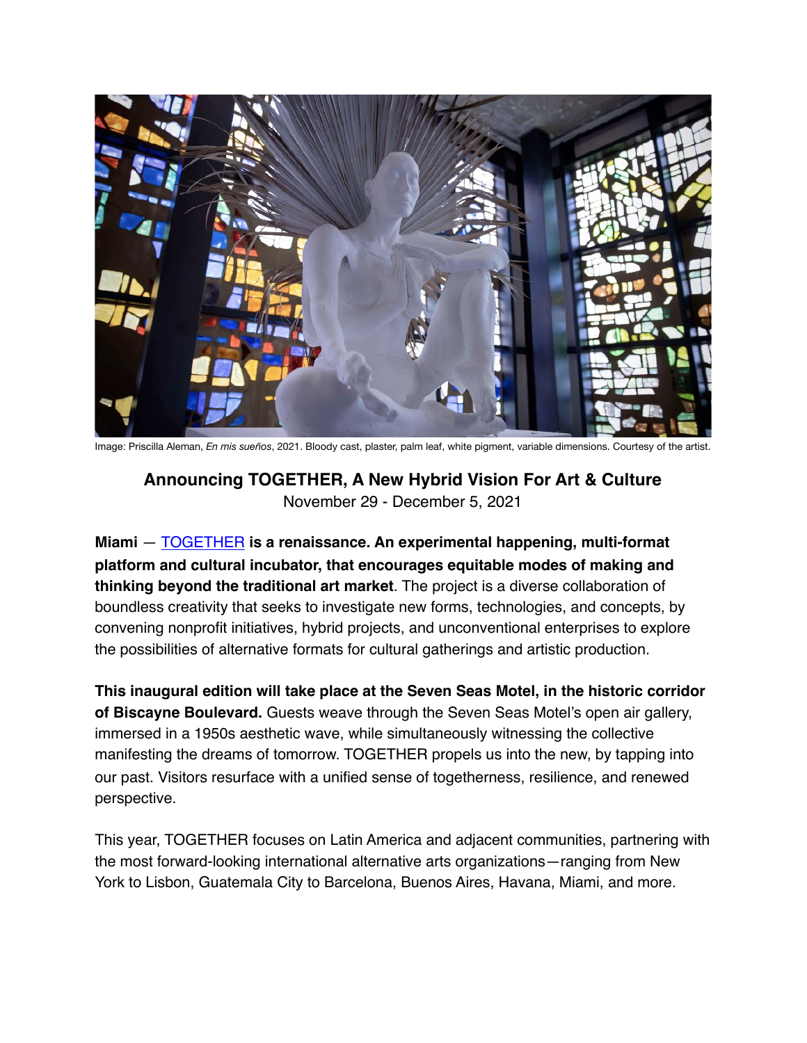Image: Priscilla Aleman, *En mis sueños*, 2021. Bloody cast, plaster, palm leaf, white pigment, variable dimensions. Courtesy of the artist.

## Announcing TOGETHER, A New Hybrid Vision For Art & Culture

November 29 - December 5, 2021

**Miami** — TOGETHER **is a renaissance. An experimental happening, multi-format platform and cultural incubator, that encourages equitable modes of making and thinking beyond the traditional art market**. The project is a diverse collaboration of boundless creativity that seeks to investigate new forms, technologies, and concepts, by convening nonprofit initiatives, hybrid projects, and unconventional enterprises to explore the possibilities of alternative formats for cultural gatherings and artistic production.

**This inaugural edition will take place at the Seven Seas Motel, in the historic corridor of Biscayne Boulevard.** Guests weave through the Seven Seas Motel's open air gallery, immersed in a 1950s aesthetic wave, while simultaneously witnessing the collective manifesting the dreams of tomorrow. TOGETHER propels us into the new, by tapping into our past. Visitors resurface with a unified sense of togetherness, resilience, and renewed perspective.

This year, TOGETHER focuses on Latin America and adjacent communities, partnering with the most forward-looking international alternative arts organizations—ranging from New York to Lisbon, Guatemala City to Barcelona, Buenos Aires, Havana, Miami, and more.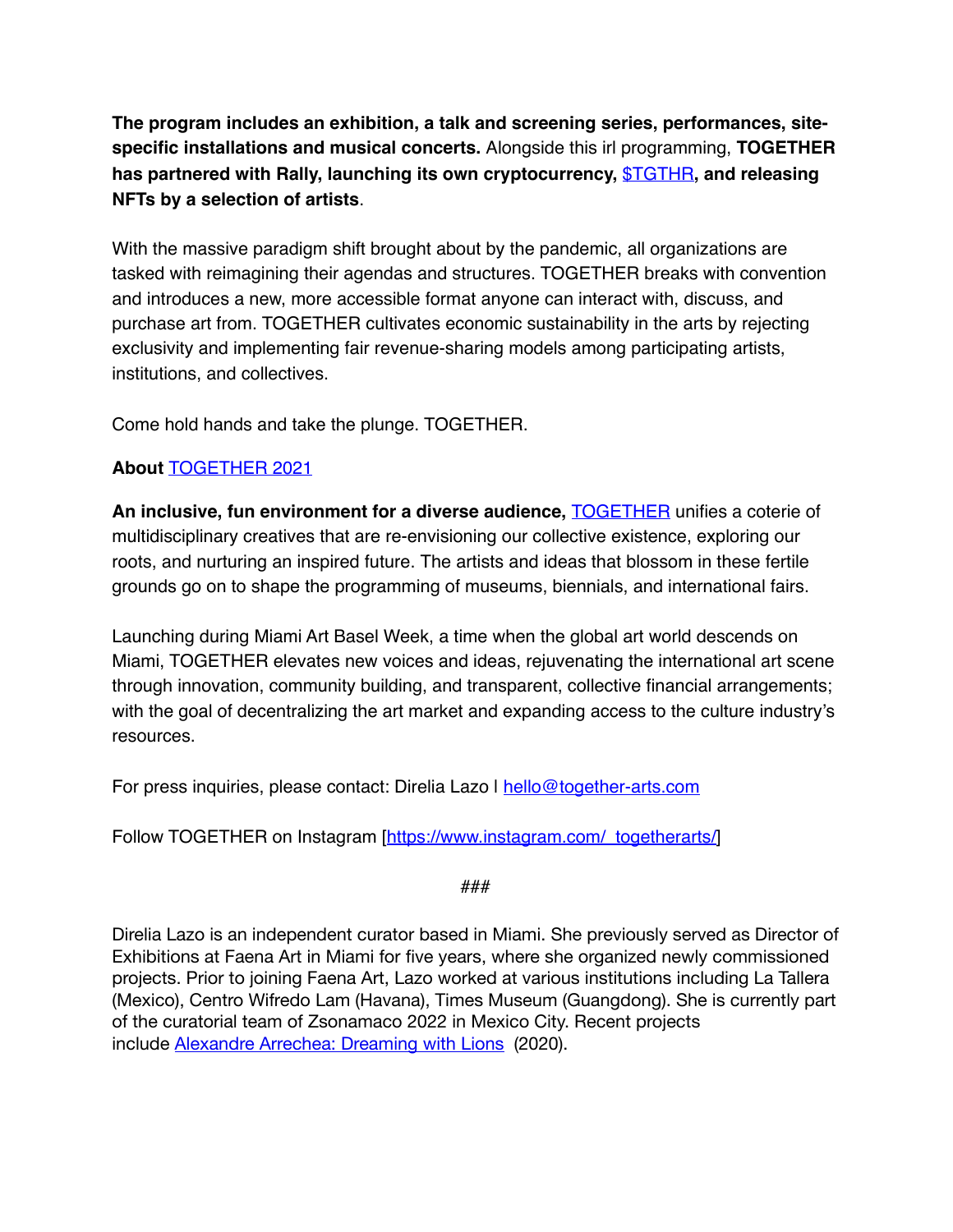**The program includes an exhibition, a talk and screening series, performances, site-specific installations and musical concerts.** Alongside this irl programming, **TOGETHER has partnered with Rally, launching its own cryptocurrency, $TGTHR, and releasing NFTs by a selection of artists**.

With the massive paradigm shift brought about by the pandemic, all organizations are tasked with reimagining their agendas and structures. TOGETHER breaks with convention and introduces a new, more accessible format anyone can interact with, discuss, and purchase art from. TOGETHER cultivates economic sustainability in the arts by rejecting exclusivity and implementing fair revenue-sharing models among participating artists, institutions, and collectives.

Come hold hands and take the plunge. TOGETHER.

**About** TOGETHER 2021

**An inclusive, fun environment for a diverse audience,** TOGETHER unifies a coterie of multidisciplinary creatives that are re-envisioning our collective existence, exploring our roots, and nurturing an inspired future. The artists and ideas that blossom in these fertile grounds go on to shape the programming of museums, biennials, and international fairs.

Launching during Miami Art Basel Week, a time when the global art world descends on Miami, TOGETHER elevates new voices and ideas, rejuvenating the international art scene through innovation, community building, and transparent, collective financial arrangements; with the goal of decentralizing the art market and expanding access to the culture industry's resources.

For press inquiries, please contact: Direlia Lazo | hello@together-arts.com

Follow TOGETHER on Instagram [https://www.instagram.com/_togetherarts/]

###

Direlia Lazo is an independent curator based in Miami. She previously served as Director of Exhibitions at Faena Art in Miami for five years, where she organized newly commissioned projects. Prior to joining Faena Art, Lazo worked at various institutions including La Tallera (Mexico), Centro Wifredo Lam (Havana), Times Museum (Guangdong). She is currently part of the curatorial team of Zsonamaco 2022 in Mexico City. Recent projects include Alexandre Arrechea: Dreaming with Lions (2020).